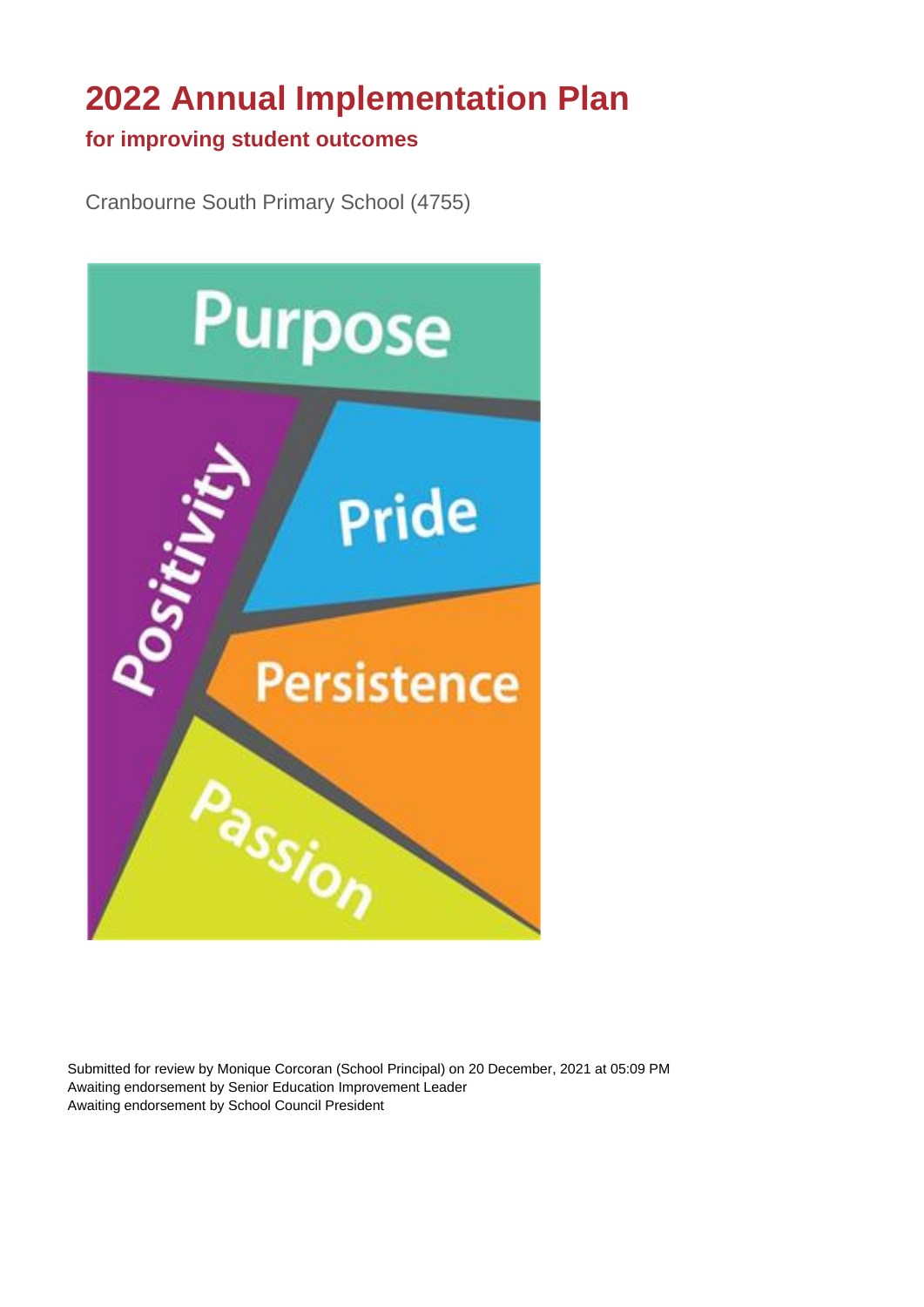# 2022 Annual Implementation Plan

## for improving student outcomes

Cranbourne South Primary School (4755)

Purpose

Positivity

Pride

Persistence

Passion

Submitted for review by Monique Corcoran (School Principal) on 20 December, 2021 at 05:09 PM
Awaiting endorsement by Senior Education Improvement Leader
Awaiting endorsement by School Council President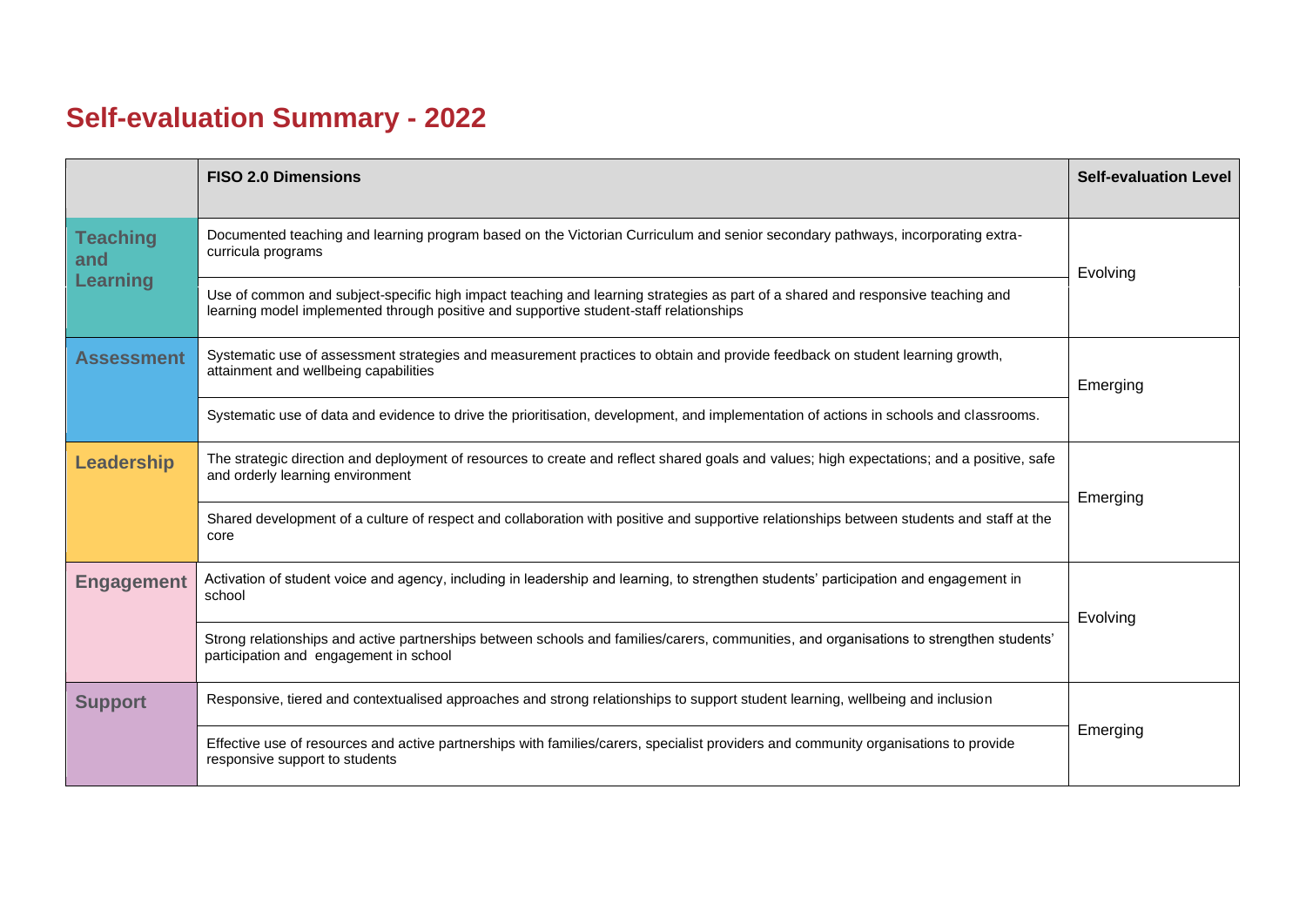## Self-evaluation Summary - 2022

| | FISO 2.0 Dimensions | Self-evaluation Level |
|---|---|---|
| **Teaching and Learning** | Documented teaching and learning program based on the Victorian Curriculum and senior secondary pathways, incorporating extra-curricula programs | Evolving |
| | Use of common and subject-specific high impact teaching and learning strategies as part of a shared and responsive teaching and learning model implemented through positive and supportive student-staff relationships | |
| **Assessment** | Systematic use of assessment strategies and measurement practices to obtain and provide feedback on student learning growth, attainment and wellbeing capabilities | Emerging |
| | Systematic use of data and evidence to drive the prioritisation, development, and implementation of actions in schools and classrooms. | |
| **Leadership** | The strategic direction and deployment of resources to create and reflect shared goals and values; high expectations; and a positive, safe and orderly learning environment | Emerging |
| | Shared development of a culture of respect and collaboration with positive and supportive relationships between students and staff at the core | |
| **Engagement** | Activation of student voice and agency, including in leadership and learning, to strengthen students' participation and engagement in school | Evolving |
| | Strong relationships and active partnerships between schools and families/carers, communities, and organisations to strengthen students' participation and engagement in school | |
| **Support** | Responsive, tiered and contextualised approaches and strong relationships to support student learning, wellbeing and inclusion | Emerging |
| | Effective use of resources and active partnerships with families/carers, specialist providers and community organisations to provide responsive support to students | |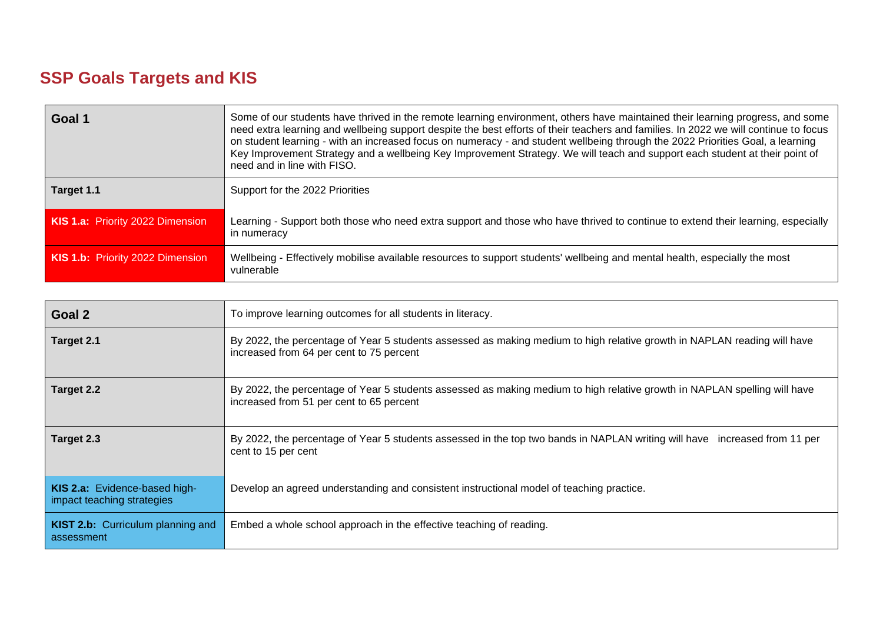## SSP Goals Targets and KIS

| **Goal 1** | Some of our students have thrived in the remote learning environment, others have maintained their learning progress, and some need extra learning and wellbeing support despite the best efforts of their teachers and families. In 2022 we will continue to focus on student learning - with an increased focus on numeracy - and student wellbeing through the 2022 Priorities Goal, a learning Key Improvement Strategy and a wellbeing Key Improvement Strategy. We will teach and support each student at their point of need and in line with FISO. |
|---|---|
| **Target 1.1** | Support for the 2022 Priorities |
| **KIS 1.a:** Priority 2022 Dimension | Learning - Support both those who need extra support and those who have thrived to continue to extend their learning, especially in numeracy |
| **KIS 1.b:** Priority 2022 Dimension | Wellbeing - Effectively mobilise available resources to support students' wellbeing and mental health, especially the most vulnerable |

| **Goal 2** | To improve learning outcomes for all students in literacy. |
|---|---|
| **Target 2.1** | By 2022, the percentage of Year 5 students assessed as making medium to high relative growth in NAPLAN reading will have increased from 64 per cent to 75 percent |
| **Target 2.2** | By 2022, the percentage of Year 5 students assessed as making medium to high relative growth in NAPLAN spelling will have increased from 51 per cent to 65 percent |
| **Target 2.3** | By 2022, the percentage of Year 5 students assessed in the top two bands in NAPLAN writing will have increased from 11 per cent to 15 per cent |
| **KIS 2.a:** Evidence-based high-impact teaching strategies | Develop an agreed understanding and consistent instructional model of teaching practice. |
| **KIST 2.b:** Curriculum planning and assessment | Embed a whole school approach in the effective teaching of reading. |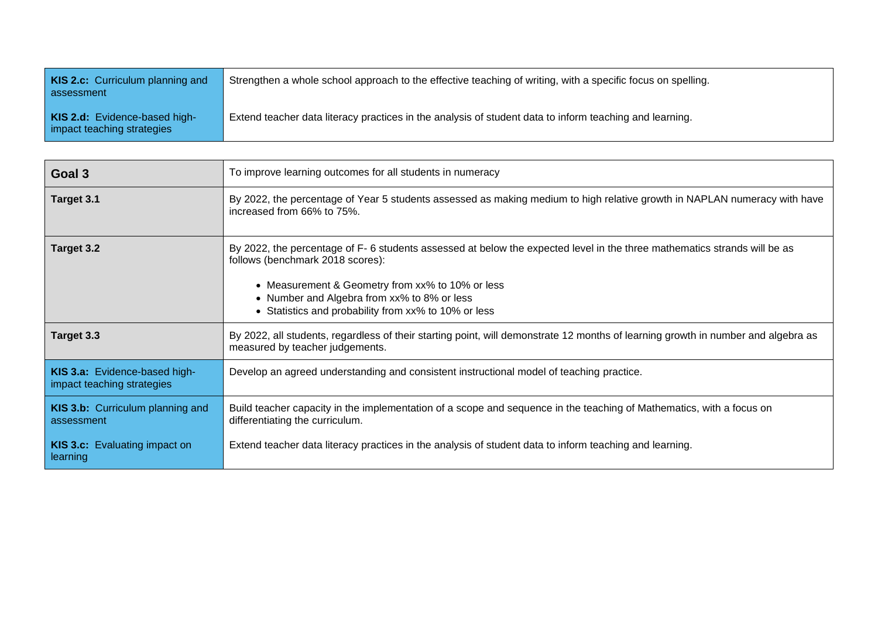| | |
|---|---|
| **KIS 2.c:** Curriculum planning and assessment | Strengthen a whole school approach to the effective teaching of writing, with a specific focus on spelling. |
| **KIS 2.d:** Evidence-based high-impact teaching strategies | Extend teacher data literacy practices in the analysis of student data to inform teaching and learning. |

| **Goal 3** | To improve learning outcomes for all students in numeracy |
|---|---|
| **Target 3.1** | By 2022, the percentage of Year 5 students assessed as making medium to high relative growth in NAPLAN numeracy with have increased from 66% to 75%. |
| **Target 3.2** | By 2022, the percentage of F- 6 students assessed at below the expected level in the three mathematics strands will be as follows (benchmark 2018 scores): <br>• Measurement & Geometry from xx% to 10% or less <br>• Number and Algebra from xx% to 8% or less <br>• Statistics and probability from xx% to 10% or less |
| **Target 3.3** | By 2022, all students, regardless of their starting point, will demonstrate 12 months of learning growth in number and algebra as measured by teacher judgements. |
| **KIS 3.a:** Evidence-based high-impact teaching strategies | Develop an agreed understanding and consistent instructional model of teaching practice. |
| **KIS 3.b:** Curriculum planning and assessment | Build teacher capacity in the implementation of a scope and sequence in the teaching of Mathematics, with a focus on differentiating the curriculum. |
| **KIS 3.c:** Evaluating impact on learning | Extend teacher data literacy practices in the analysis of student data to inform teaching and learning. |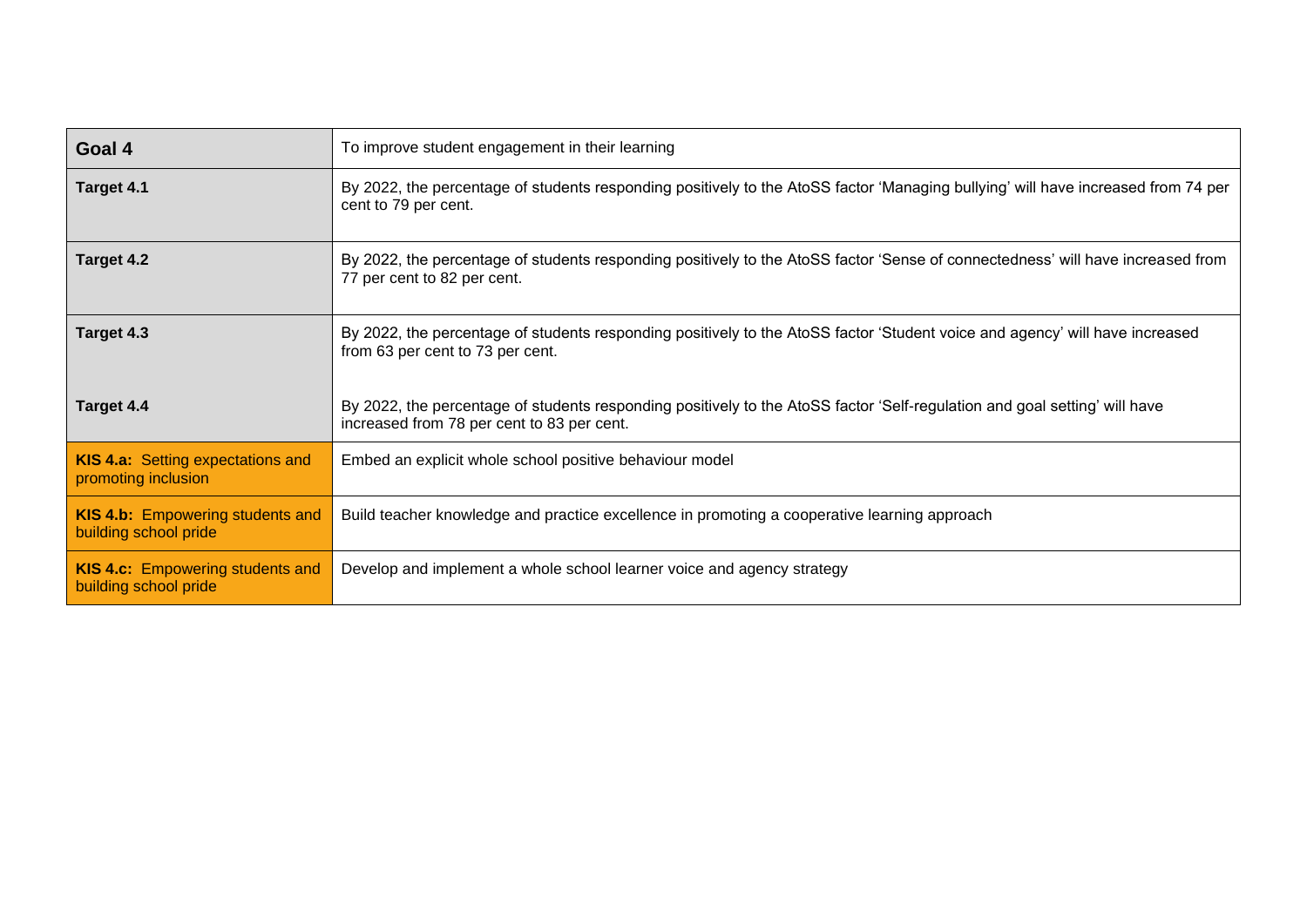| **Goal 4** | To improve student engagement in their learning |
| --- | --- |
| **Target 4.1** | By 2022, the percentage of students responding positively to the AtoSS factor 'Managing bullying' will have increased from 74 per cent to 79 per cent. |
| **Target 4.2** | By 2022, the percentage of students responding positively to the AtoSS factor 'Sense of connectedness' will have increased from 77 per cent to 82 per cent. |
| **Target 4.3** | By 2022, the percentage of students responding positively to the AtoSS factor 'Student voice and agency' will have increased from 63 per cent to 73 per cent. |
| **Target 4.4** | By 2022, the percentage of students responding positively to the AtoSS factor 'Self-regulation and goal setting' will have increased from 78 per cent to 83 per cent. |
| **KIS 4.a:** Setting expectations and promoting inclusion | Embed an explicit whole school positive behaviour model |
| **KIS 4.b:** Empowering students and building school pride | Build teacher knowledge and practice excellence in promoting a cooperative learning approach |
| **KIS 4.c:** Empowering students and building school pride | Develop and implement a whole school learner voice and agency strategy |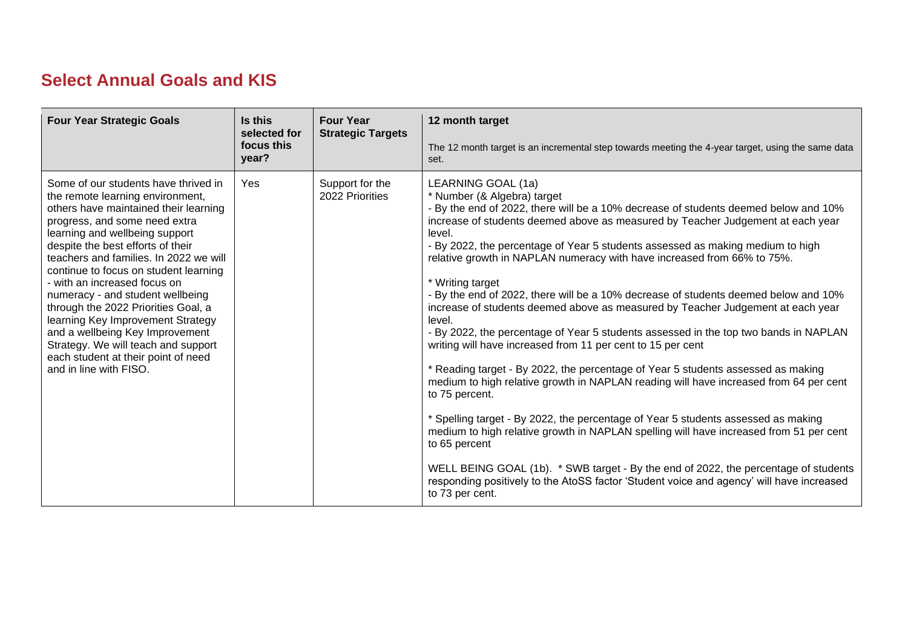# Select Annual Goals and KIS

| Four Year Strategic Goals | Is this selected for focus this year? | Four Year Strategic Targets | 12 month target<br><br>The 12 month target is an incremental step towards meeting the 4-year target, using the same data set. |
|---|---|---|---|
| Some of our students have thrived in the remote learning environment, others have maintained their learning progress, and some need extra learning and wellbeing support despite the best efforts of their teachers and families. In 2022 we will continue to focus on student learning - with an increased focus on numeracy - and student wellbeing through the 2022 Priorities Goal, a learning Key Improvement Strategy and a wellbeing Key Improvement Strategy. We will teach and support each student at their point of need and in line with FISO. | Yes | Support for the 2022 Priorities | LEARNING GOAL (1a)<br>* Number (& Algebra) target<br>- By the end of 2022, there will be a 10% decrease of students deemed below and 10% increase of students deemed above as measured by Teacher Judgement at each year level.<br>- By 2022, the percentage of Year 5 students assessed as making medium to high relative growth in NAPLAN numeracy with have increased from 66% to 75%.<br><br>* Writing target<br>- By the end of 2022, there will be a 10% decrease of students deemed below and 10% increase of students deemed above as measured by Teacher Judgement at each year level.<br>- By 2022, the percentage of Year 5 students assessed in the top two bands in NAPLAN writing will have increased from 11 per cent to 15 per cent<br><br>* Reading target - By 2022, the percentage of Year 5 students assessed as making medium to high relative growth in NAPLAN reading will have increased from 64 per cent to 75 percent.<br><br>* Spelling target - By 2022, the percentage of Year 5 students assessed as making medium to high relative growth in NAPLAN spelling will have increased from 51 per cent to 65 percent<br><br>WELL BEING GOAL (1b). * SWB target - By the end of 2022, the percentage of students responding positively to the AtoSS factor 'Student voice and agency' will have increased to 73 per cent. |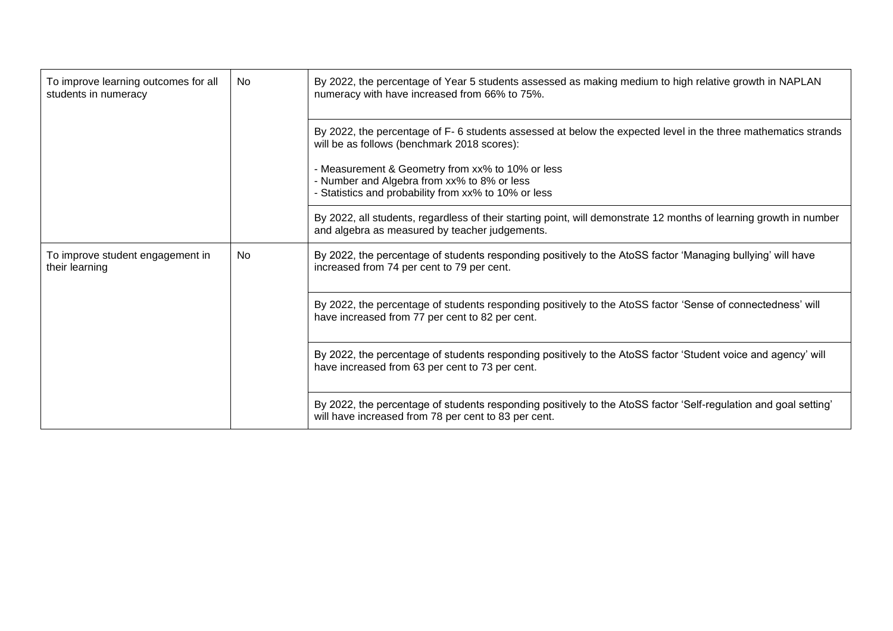| | | |
|---|---|---|
| To improve learning outcomes for all students in numeracy | No | By 2022, the percentage of Year 5 students assessed as making medium to high relative growth in NAPLAN numeracy with have increased from 66% to 75%. |
| | | By 2022, the percentage of F- 6 students assessed at below the expected level in the three mathematics strands will be as follows (benchmark 2018 scores):<br><br>- Measurement & Geometry from xx% to 10% or less<br>- Number and Algebra from xx% to 8% or less<br>- Statistics and probability from xx% to 10% or less |
| | | By 2022, all students, regardless of their starting point, will demonstrate 12 months of learning growth in number and algebra as measured by teacher judgements. |
| To improve student engagement in their learning | No | By 2022, the percentage of students responding positively to the AtoSS factor 'Managing bullying' will have increased from 74 per cent to 79 per cent. |
| | | By 2022, the percentage of students responding positively to the AtoSS factor 'Sense of connectedness' will have increased from 77 per cent to 82 per cent. |
| | | By 2022, the percentage of students responding positively to the AtoSS factor 'Student voice and agency' will have increased from 63 per cent to 73 per cent. |
| | | By 2022, the percentage of students responding positively to the AtoSS factor 'Self-regulation and goal setting' will have increased from 78 per cent to 83 per cent. |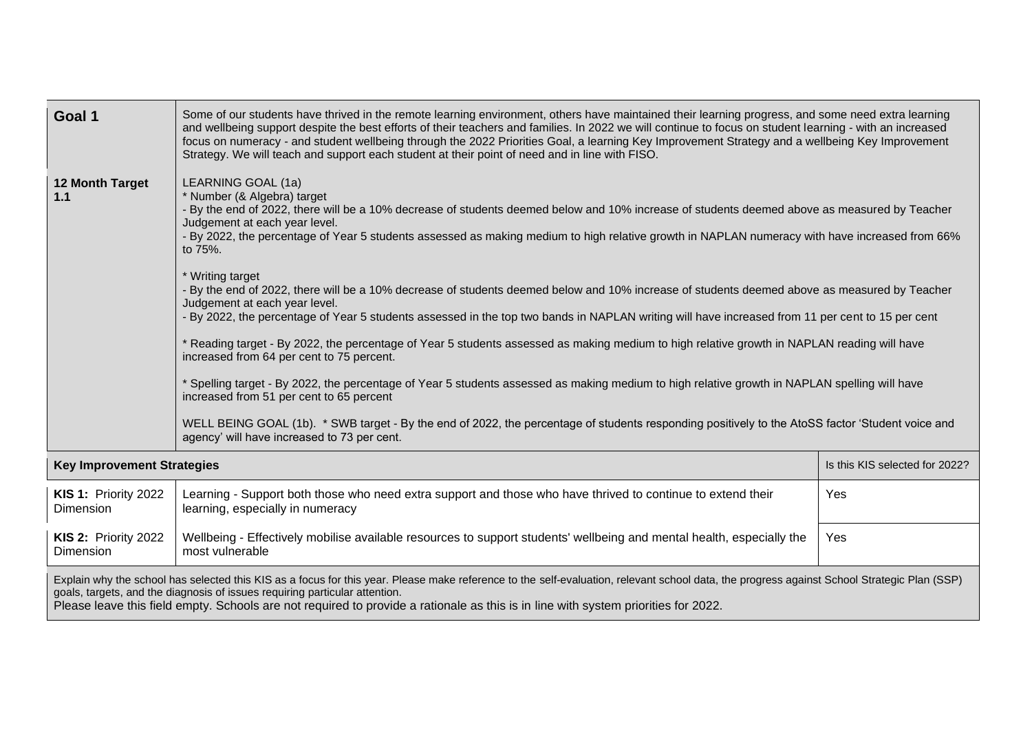| | | |
|---|---|---|
| **Goal 1** | Some of our students have thrived in the remote learning environment, others have maintained their learning progress, and some need extra learning and wellbeing support despite the best efforts of their teachers and families. In 2022 we will continue to focus on student learning - with an increased focus on numeracy - and student wellbeing through the 2022 Priorities Goal, a learning Key Improvement Strategy and a wellbeing Key Improvement Strategy. We will teach and support each student at their point of need and in line with FISO. | |
| **12 Month Target 1.1** | LEARNING GOAL (1a)<br>* Number (& Algebra) target<br>- By the end of 2022, there will be a 10% decrease of students deemed below and 10% increase of students deemed above as measured by Teacher Judgement at each year level.<br>- By 2022, the percentage of Year 5 students assessed as making medium to high relative growth in NAPLAN numeracy with have increased from 66% to 75%.<br><br>* Writing target<br>- By the end of 2022, there will be a 10% decrease of students deemed below and 10% increase of students deemed above as measured by Teacher Judgement at each year level.<br>- By 2022, the percentage of Year 5 students assessed in the top two bands in NAPLAN writing will have increased from 11 per cent to 15 per cent<br><br>* Reading target - By 2022, the percentage of Year 5 students assessed as making medium to high relative growth in NAPLAN reading will have increased from 64 per cent to 75 percent.<br><br>* Spelling target - By 2022, the percentage of Year 5 students assessed as making medium to high relative growth in NAPLAN spelling will have increased from 51 per cent to 65 percent<br><br>WELL BEING GOAL (1b). * SWB target - By the end of 2022, the percentage of students responding positively to the AtoSS factor 'Student voice and agency' will have increased to 73 per cent. | |
| **Key Improvement Strategies** | | Is this KIS selected for 2022? |
| **KIS 1:** Priority 2022 Dimension | Learning - Support both those who need extra support and those who have thrived to continue to extend their learning, especially in numeracy | Yes |
| **KIS 2:** Priority 2022 Dimension | Wellbeing - Effectively mobilise available resources to support students' wellbeing and mental health, especially the most vulnerable | Yes |
| Explain why the school has selected this KIS as a focus for this year. Please make reference to the self-evaluation, relevant school data, the progress against School Strategic Plan (SSP) goals, targets, and the diagnosis of issues requiring particular attention.<br>Please leave this field empty. Schools are not required to provide a rationale as this is in line with system priorities for 2022. | | |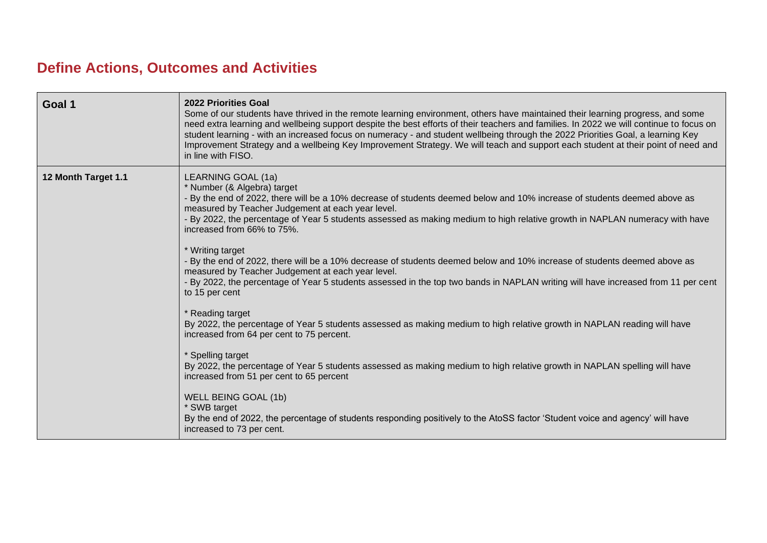## Define Actions, Outcomes and Activities

| Goal 1 | **2022 Priorities Goal**<br>Some of our students have thrived in the remote learning environment, others have maintained their learning progress, and some need extra learning and wellbeing support despite the best efforts of their teachers and families. In 2022 we will continue to focus on student learning - with an increased focus on numeracy - and student wellbeing through the 2022 Priorities Goal, a learning Key Improvement Strategy and a wellbeing Key Improvement Strategy. We will teach and support each student at their point of need and in line with FISO. |
|---|---|
| **12 Month Target 1.1** | LEARNING GOAL (1a)<br>* Number (& Algebra) target<br>- By the end of 2022, there will be a 10% decrease of students deemed below and 10% increase of students deemed above as measured by Teacher Judgement at each year level.<br>- By 2022, the percentage of Year 5 students assessed as making medium to high relative growth in NAPLAN numeracy with have increased from 66% to 75%.<br><br>* Writing target<br>- By the end of 2022, there will be a 10% decrease of students deemed below and 10% increase of students deemed above as measured by Teacher Judgement at each year level.<br>- By 2022, the percentage of Year 5 students assessed in the top two bands in NAPLAN writing will have increased from 11 per cent to 15 per cent<br><br>* Reading target<br>By 2022, the percentage of Year 5 students assessed as making medium to high relative growth in NAPLAN reading will have increased from 64 per cent to 75 percent.<br><br>* Spelling target<br>By 2022, the percentage of Year 5 students assessed as making medium to high relative growth in NAPLAN spelling will have increased from 51 per cent to 65 percent<br><br>WELL BEING GOAL (1b)<br>* SWB target<br>By the end of 2022, the percentage of students responding positively to the AtoSS factor 'Student voice and agency' will have increased to 73 per cent. |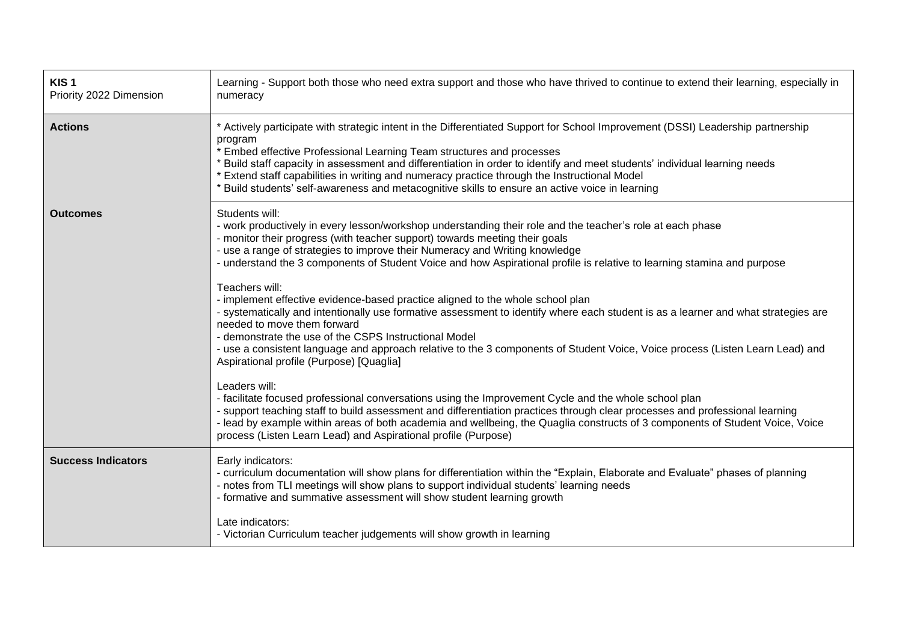| **KIS 1**<br>Priority 2022 Dimension | Learning - Support both those who need extra support and those who have thrived to continue to extend their learning, especially in numeracy |
|---|---|
| **Actions** | * Actively participate with strategic intent in the Differentiated Support for School Improvement (DSSI) Leadership partnership program<br>* Embed effective Professional Learning Team structures and processes<br>* Build staff capacity in assessment and differentiation in order to identify and meet students' individual learning needs<br>* Extend staff capabilities in writing and numeracy practice through the Instructional Model<br>* Build students' self-awareness and metacognitive skills to ensure an active voice in learning |
| **Outcomes** | Students will:<br>- work productively in every lesson/workshop understanding their role and the teacher's role at each phase<br>- monitor their progress (with teacher support) towards meeting their goals<br>- use a range of strategies to improve their Numeracy and Writing knowledge<br>- understand the 3 components of Student Voice and how Aspirational profile is relative to learning stamina and purpose<br><br>Teachers will:<br>- implement effective evidence-based practice aligned to the whole school plan<br>- systematically and intentionally use formative assessment to identify where each student is as a learner and what strategies are needed to move them forward<br>- demonstrate the use of the CSPS Instructional Model<br>- use a consistent language and approach relative to the 3 components of Student Voice, Voice process (Listen Learn Lead) and Aspirational profile (Purpose) [Quaglia]<br><br>Leaders will:<br>- facilitate focused professional conversations using the Improvement Cycle and the whole school plan<br>- support teaching staff to build assessment and differentiation practices through clear processes and professional learning<br>- lead by example within areas of both academia and wellbeing, the Quaglia constructs of 3 components of Student Voice, Voice process (Listen Learn Lead) and Aspirational profile (Purpose) |
| **Success Indicators** | Early indicators:<br>- curriculum documentation will show plans for differentiation within the "Explain, Elaborate and Evaluate" phases of planning<br>- notes from TLI meetings will show plans to support individual students' learning needs<br>- formative and summative assessment will show student learning growth<br><br>Late indicators:<br>- Victorian Curriculum teacher judgements will show growth in learning |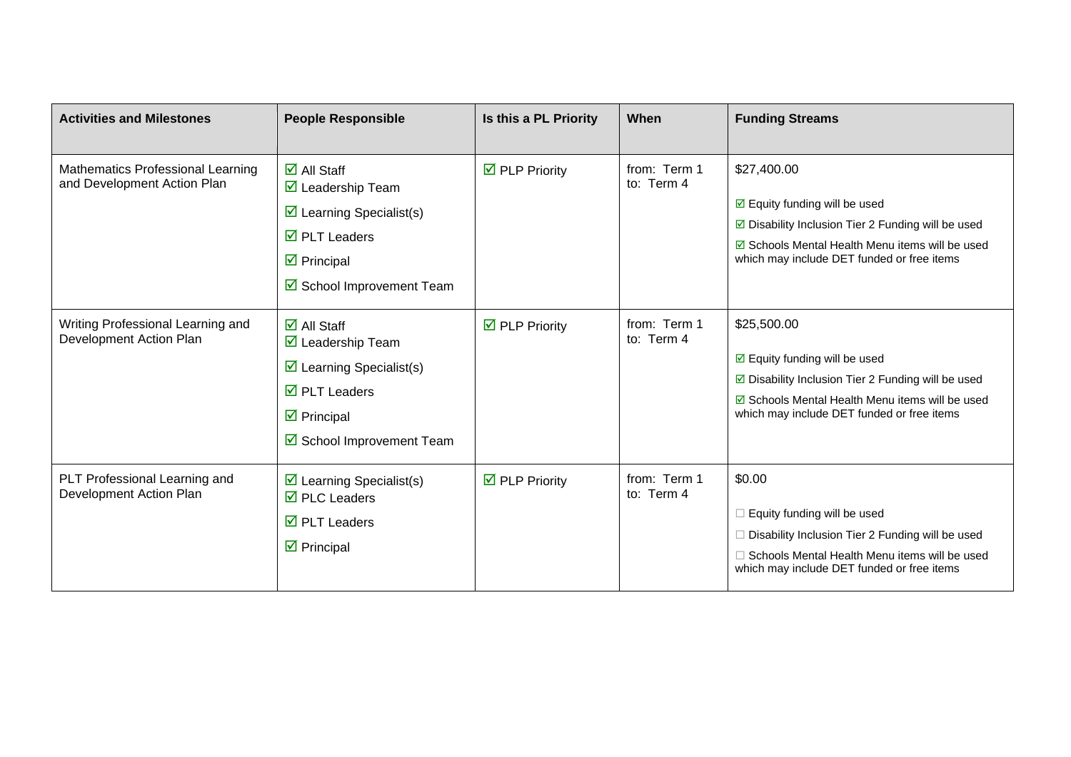| Activities and Milestones | People Responsible | Is this a PL Priority | When | Funding Streams |
|---|---|---|---|---|
| Mathematics Professional Learning and Development Action Plan | ☑ All Staff<br>☑ Leadership Team<br>☑ Learning Specialist(s)<br>☑ PLT Leaders<br>☑ Principal<br>☑ School Improvement Team | ☑ PLP Priority | from: Term 1<br>to: Term 4 | $27,400.00<br>☑ Equity funding will be used<br>☑ Disability Inclusion Tier 2 Funding will be used<br>☑ Schools Mental Health Menu items will be used which may include DET funded or free items |
| Writing Professional Learning and Development Action Plan | ☑ All Staff<br>☑ Leadership Team<br>☑ Learning Specialist(s)<br>☑ PLT Leaders<br>☑ Principal<br>☑ School Improvement Team | ☑ PLP Priority | from: Term 1<br>to: Term 4 | $25,500.00<br>☑ Equity funding will be used<br>☑ Disability Inclusion Tier 2 Funding will be used<br>☑ Schools Mental Health Menu items will be used which may include DET funded or free items |
| PLT Professional Learning and Development Action Plan | ☑ Learning Specialist(s)<br>☑ PLC Leaders<br>☑ PLT Leaders<br>☑ Principal | ☑ PLP Priority | from: Term 1<br>to: Term 4 | $0.00<br>☐ Equity funding will be used<br>☐ Disability Inclusion Tier 2 Funding will be used<br>☐ Schools Mental Health Menu items will be used which may include DET funded or free items |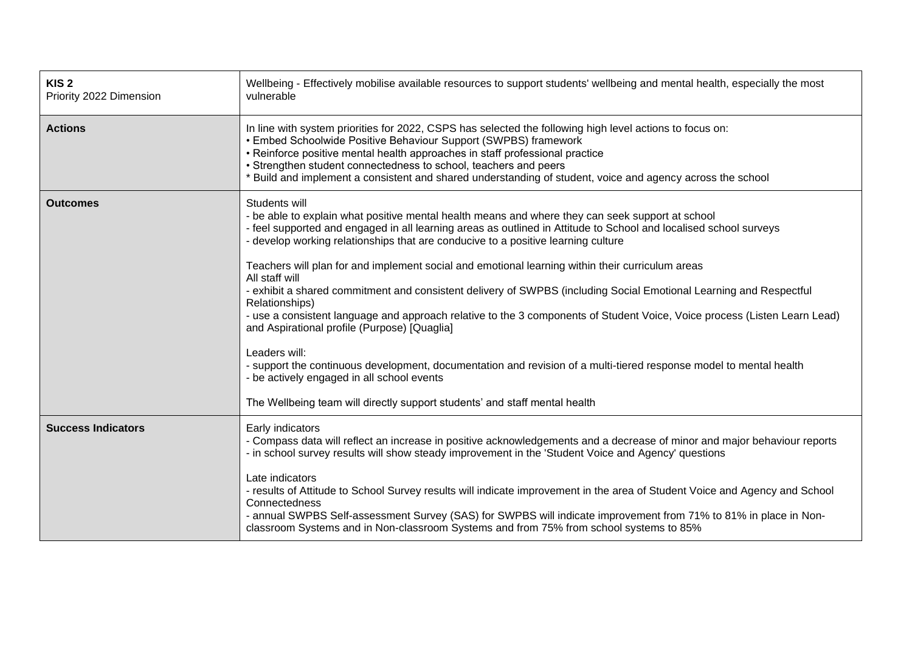| **KIS 2**<br>Priority 2022 Dimension | Wellbeing - Effectively mobilise available resources to support students' wellbeing and mental health, especially the most vulnerable |
|---|---|
| **Actions** | In line with system priorities for 2022, CSPS has selected the following high level actions to focus on:<br>• Embed Schoolwide Positive Behaviour Support (SWPBS) framework<br>• Reinforce positive mental health approaches in staff professional practice<br>• Strengthen student connectedness to school, teachers and peers<br>* Build and implement a consistent and shared understanding of student, voice and agency across the school |
| **Outcomes** | Students will<br>- be able to explain what positive mental health means and where they can seek support at school<br>- feel supported and engaged in all learning areas as outlined in Attitude to School and localised school surveys<br>- develop working relationships that are conducive to a positive learning culture<br><br>Teachers will plan for and implement social and emotional learning within their curriculum areas<br>All staff will<br>- exhibit a shared commitment and consistent delivery of SWPBS (including Social Emotional Learning and Respectful Relationships)<br>- use a consistent language and approach relative to the 3 components of Student Voice, Voice process (Listen Learn Lead) and Aspirational profile (Purpose) [Quaglia]<br><br>Leaders will:<br>- support the continuous development, documentation and revision of a multi-tiered response model to mental health<br>- be actively engaged in all school events<br><br>The Wellbeing team will directly support students' and staff mental health |
| **Success Indicators** | Early indicators<br>- Compass data will reflect an increase in positive acknowledgements and a decrease of minor and major behaviour reports<br>- in school survey results will show steady improvement in the 'Student Voice and Agency' questions<br><br>Late indicators<br>- results of Attitude to School Survey results will indicate improvement in the area of Student Voice and Agency and School Connectedness<br>- annual SWPBS Self-assessment Survey (SAS) for SWPBS will indicate improvement from 71% to 81% in place in Non-classroom Systems and in Non-classroom Systems and from 75% from school systems to 85% |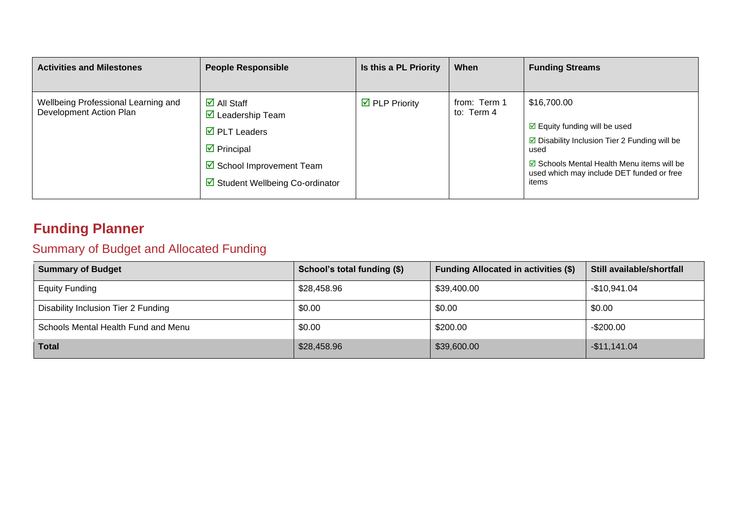| Activities and Milestones | People Responsible | Is this a PL Priority | When | Funding Streams |
|---|---|---|---|---|
| Wellbeing Professional Learning and Development Action Plan | ☑ All Staff<br>☑ Leadership Team<br>☑ PLT Leaders<br>☑ Principal<br>☑ School Improvement Team<br>☑ Student Wellbeing Co-ordinator | ☑ PLP Priority | from: Term 1<br>to: Term 4 | $16,700.00<br>☑ Equity funding will be used<br>☑ Disability Inclusion Tier 2 Funding will be used<br>☑ Schools Mental Health Menu items will be used which may include DET funded or free items |

# Funding Planner

## Summary of Budget and Allocated Funding

| Summary of Budget | School's total funding ($) | Funding Allocated in activities ($) | Still available/shortfall |
|---|---|---|---|
| Equity Funding | $28,458.96 | $39,400.00 | -$10,941.04 |
| Disability Inclusion Tier 2 Funding | $0.00 | $0.00 | $0.00 |
| Schools Mental Health Fund and Menu | $0.00 | $200.00 | -$200.00 |
| **Total** | $28,458.96 | $39,600.00 | -$11,141.04 |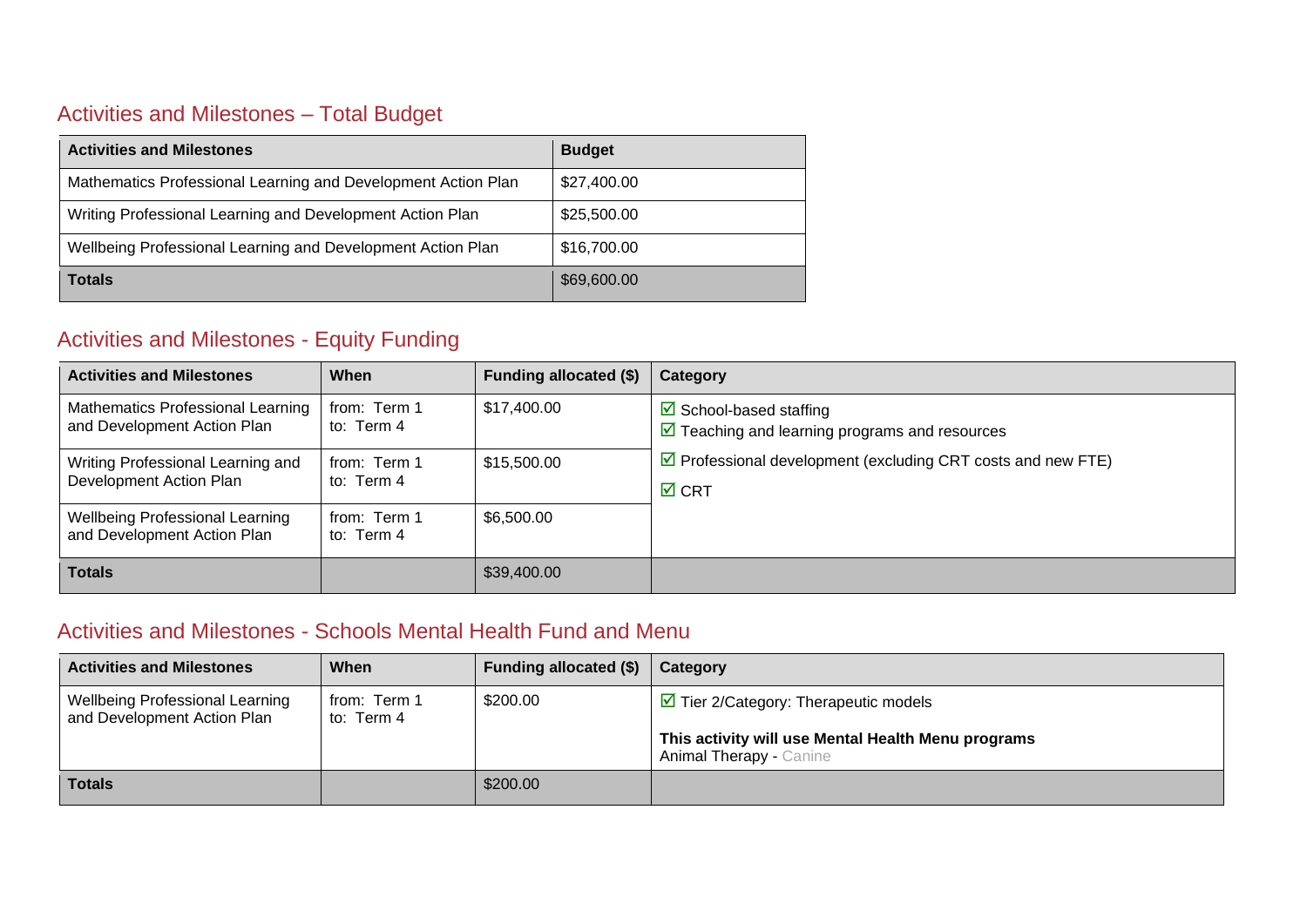## Activities and Milestones – Total Budget

| Activities and Milestones | Budget |
|---|---|
| Mathematics Professional Learning and Development Action Plan | $27,400.00 |
| Writing Professional Learning and Development Action Plan | $25,500.00 |
| Wellbeing Professional Learning and Development Action Plan | $16,700.00 |
| **Totals** | $69,600.00 |

## Activities and Milestones - Equity Funding

| Activities and Milestones | When | Funding allocated ($) | Category |
|---|---|---|---|
| Mathematics Professional Learning and Development Action Plan | from: Term 1<br>to: Term 4 | $17,400.00 | ☑ School-based staffing<br>☑ Teaching and learning programs and resources<br>☑ Professional development (excluding CRT costs and new FTE)<br>☑ CRT |
| Writing Professional Learning and Development Action Plan | from: Term 1<br>to: Term 4 | $15,500.00 | |
| Wellbeing Professional Learning and Development Action Plan | from: Term 1<br>to: Term 4 | $6,500.00 | |
| **Totals** | | $39,400.00 | |

## Activities and Milestones - Schools Mental Health Fund and Menu

| Activities and Milestones | When | Funding allocated ($) | Category |
|---|---|---|---|
| Wellbeing Professional Learning and Development Action Plan | from: Term 1<br>to: Term 4 | $200.00 | ☑ Tier 2/Category: Therapeutic models<br><br>**This activity will use Mental Health Menu programs**<br>Animal Therapy - Canine |
| **Totals** | | $200.00 | |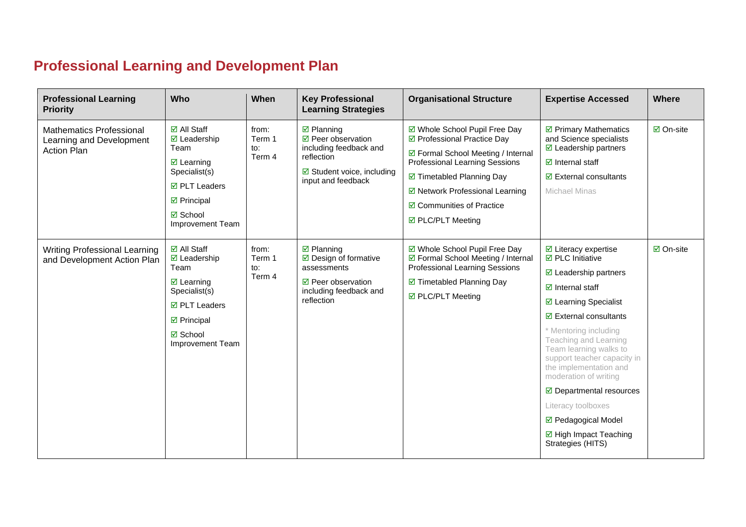## Professional Learning and Development Plan

| Professional Learning Priority | Who | When | Key Professional Learning Strategies | Organisational Structure | Expertise Accessed | Where |
|---|---|---|---|---|---|---|
| Mathematics Professional Learning and Development Action Plan | ☑ All Staff<br>☑ Leadership Team<br>☑ Learning Specialist(s)<br>☑ PLT Leaders<br>☑ Principal<br>☑ School Improvement Team | from: Term 1<br>to: Term 4 | ☑ Planning<br>☑ Peer observation including feedback and reflection<br>☑ Student voice, including input and feedback | ☑ Whole School Pupil Free Day<br>☑ Professional Practice Day<br>☑ Formal School Meeting / Internal Professional Learning Sessions<br>☑ Timetabled Planning Day<br>☑ Network Professional Learning<br>☑ Communities of Practice<br>☑ PLC/PLT Meeting | ☑ Primary Mathematics and Science specialists<br>☑ Leadership partners<br>☑ Internal staff<br>☑ External consultants<br>Michael Minas | ☑ On-site |
| Writing Professional Learning and Development Action Plan | ☑ All Staff<br>☑ Leadership Team<br>☑ Learning Specialist(s)<br>☑ PLT Leaders<br>☑ Principal<br>☑ School Improvement Team | from: Term 1<br>to: Term 4 | ☑ Planning<br>☑ Design of formative assessments<br>☑ Peer observation including feedback and reflection | ☑ Whole School Pupil Free Day<br>☑ Formal School Meeting / Internal Professional Learning Sessions<br>☑ Timetabled Planning Day<br>☑ PLC/PLT Meeting | ☑ Literacy expertise<br>☑ PLC Initiative<br>☑ Leadership partners<br>☑ Internal staff<br>☑ Learning Specialist<br>☑ External consultants<br>* Mentoring including Teaching and Learning Team learning walks to support teacher capacity in the implementation and moderation of writing<br>☑ Departmental resources<br>Literacy toolboxes<br>☑ Pedagogical Model<br>☑ High Impact Teaching Strategies (HITS) | ☑ On-site |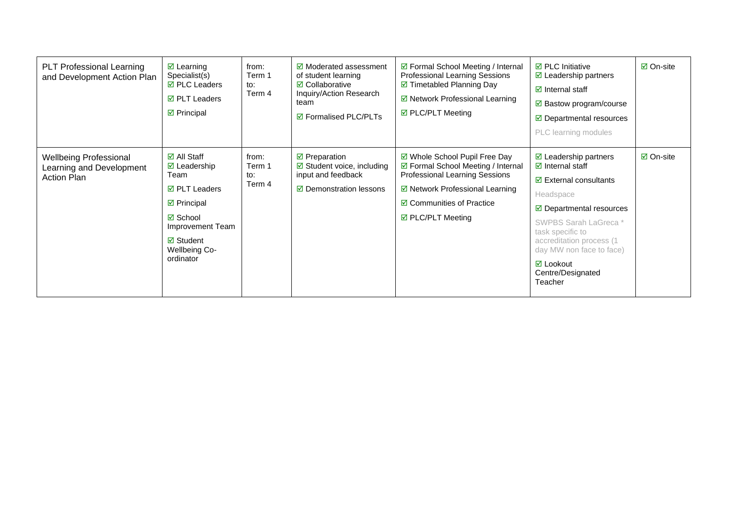| | | | | | | |
|---|---|---|---|---|---|---|
| PLT Professional Learning and Development Action Plan | ☑ Learning Specialist(s)<br>☑ PLC Leaders<br>☑ PLT Leaders<br>☑ Principal | from:<br>Term 1<br>to:<br>Term 4 | ☑ Moderated assessment of student learning<br>☑ Collaborative Inquiry/Action Research team<br>☑ Formalised PLC/PLTs | ☑ Formal School Meeting / Internal Professional Learning Sessions<br>☑ Timetabled Planning Day<br>☑ Network Professional Learning<br>☑ PLC/PLT Meeting | ☑ PLC Initiative<br>☑ Leadership partners<br>☑ Internal staff<br>☑ Bastow program/course<br>☑ Departmental resources<br>PLC learning modules | ☑ On-site |
| Wellbeing Professional Learning and Development Action Plan | ☑ All Staff<br>☑ Leadership Team<br>☑ PLT Leaders<br>☑ Principal<br>☑ School Improvement Team<br>☑ Student Wellbeing Co-ordinator | from:<br>Term 1<br>to:<br>Term 4 | ☑ Preparation<br>☑ Student voice, including input and feedback<br>☑ Demonstration lessons | ☑ Whole School Pupil Free Day<br>☑ Formal School Meeting / Internal Professional Learning Sessions<br>☑ Network Professional Learning<br>☑ Communities of Practice<br>☑ PLC/PLT Meeting | ☑ Leadership partners<br>☑ Internal staff<br>☑ External consultants<br>Headspace<br>☑ Departmental resources<br>SWPBS Sarah LaGreca * task specific to accreditation process (1 day MW non face to face)<br>☑ Lookout Centre/Designated Teacher | ☑ On-site |